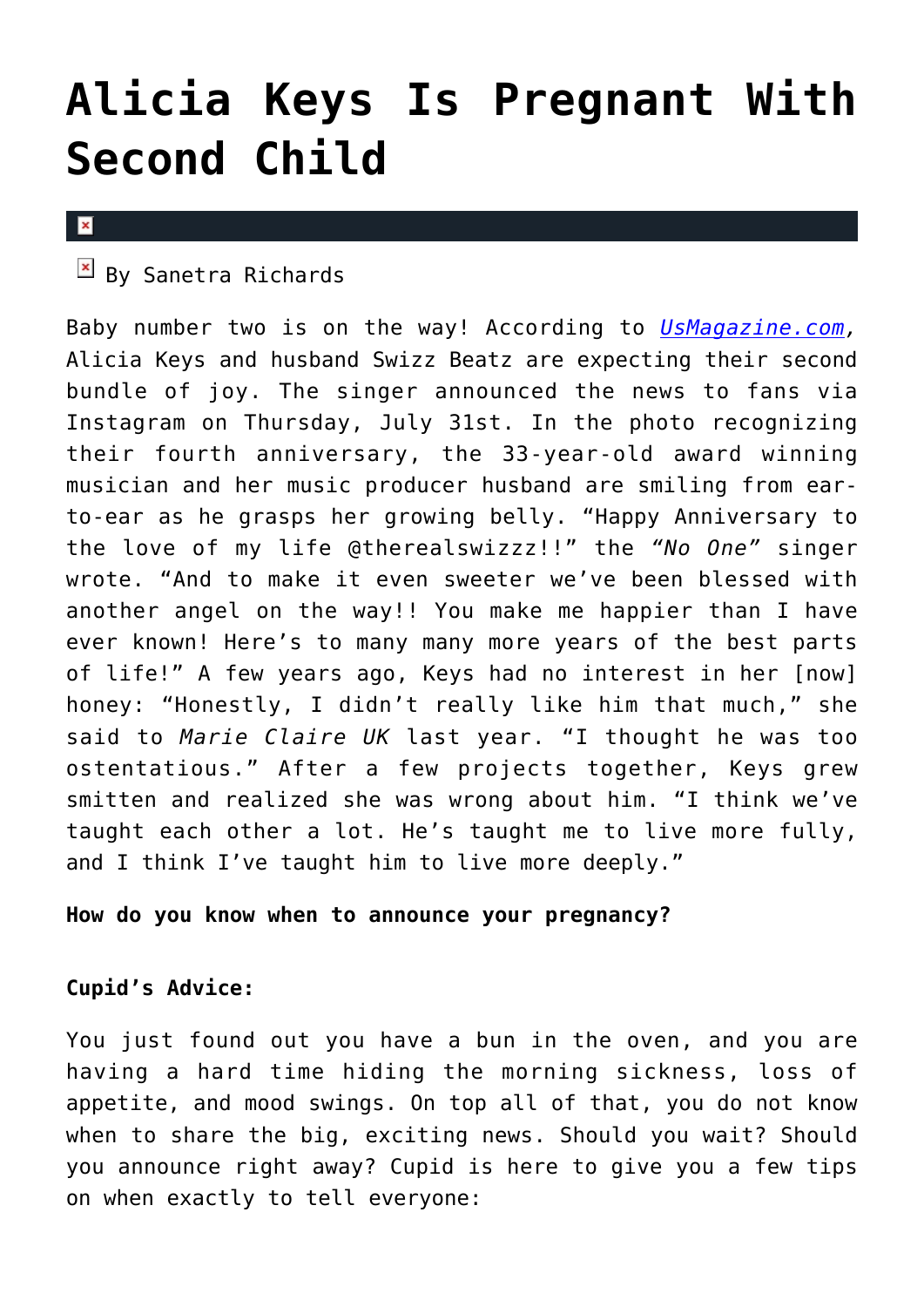# Alicia Keys Is Pregnant With Second Child

By Sanetra Richards

Baby number two is on the way! According to *UsMagazine.com*, Alicia Keys and husband Swizz Beatz are expecting their second bundle of joy. The singer announced the news to fans via Instagram on Thursday, July 31st. In the photo recognizing their fourth anniversary, the 33-year-old award winning musician and her music producer husband are smiling from ear-to-ear as he grasps her growing belly. "Happy Anniversary to the love of my life @therealswizzz!!" the *"No One"* singer wrote. "And to make it even sweeter we've been blessed with another angel on the way!! You make me happier than I have ever known! Here's to many many more years of the best parts of life!" A few years ago, Keys had no interest in her [now] honey: "Honestly, I didn't really like him that much," she said to *Marie Claire UK* last year. "I thought he was too ostentatious." After a few projects together, Keys grew smitten and realized she was wrong about him. "I think we've taught each other a lot. He's taught me to live more fully, and I think I've taught him to live more deeply."

**How do you know when to announce your pregnancy?**

**Cupid's Advice:**

You just found out you have a bun in the oven, and you are having a hard time hiding the morning sickness, loss of appetite, and mood swings. On top all of that, you do not know when to share the big, exciting news. Should you wait? Should you announce right away? Cupid is here to give you a few tips on when exactly to tell everyone: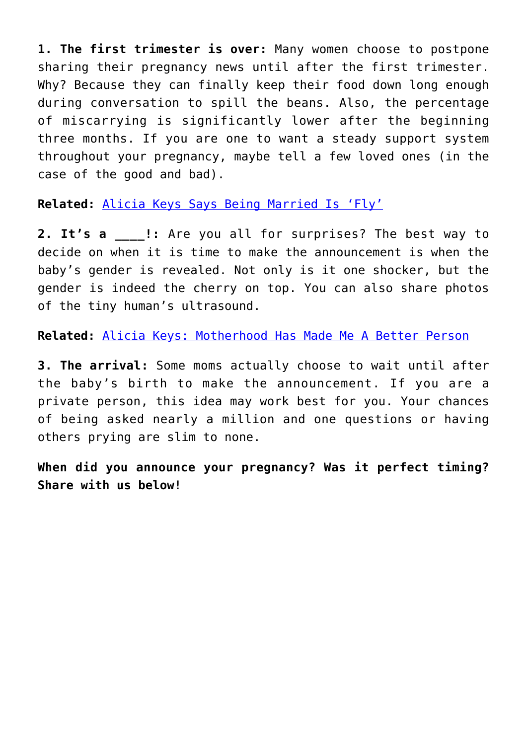**1. The first trimester is over:** Many women choose to postpone sharing their pregnancy news until after the first trimester. Why? Because they can finally keep their food down long enough during conversation to spill the beans. Also, the percentage of miscarrying is significantly lower after the beginning three months. If you are one to want a steady support system throughout your pregnancy, maybe tell a few loved ones (in the case of the good and bad).

**Related:** Alicia Keys Says Being Married Is 'Fly'

**2. It's a ____!:** Are you all for surprises? The best way to decide on when it is time to make the announcement is when the baby's gender is revealed. Not only is it one shocker, but the gender is indeed the cherry on top. You can also share photos of the tiny human's ultrasound.

**Related:** Alicia Keys: Motherhood Has Made Me A Better Person

**3. The arrival:** Some moms actually choose to wait until after the baby's birth to make the announcement. If you are a private person, this idea may work best for you. Your chances of being asked nearly a million and one questions or having others prying are slim to none.

**When did you announce your pregnancy? Was it perfect timing? Share with us below!**